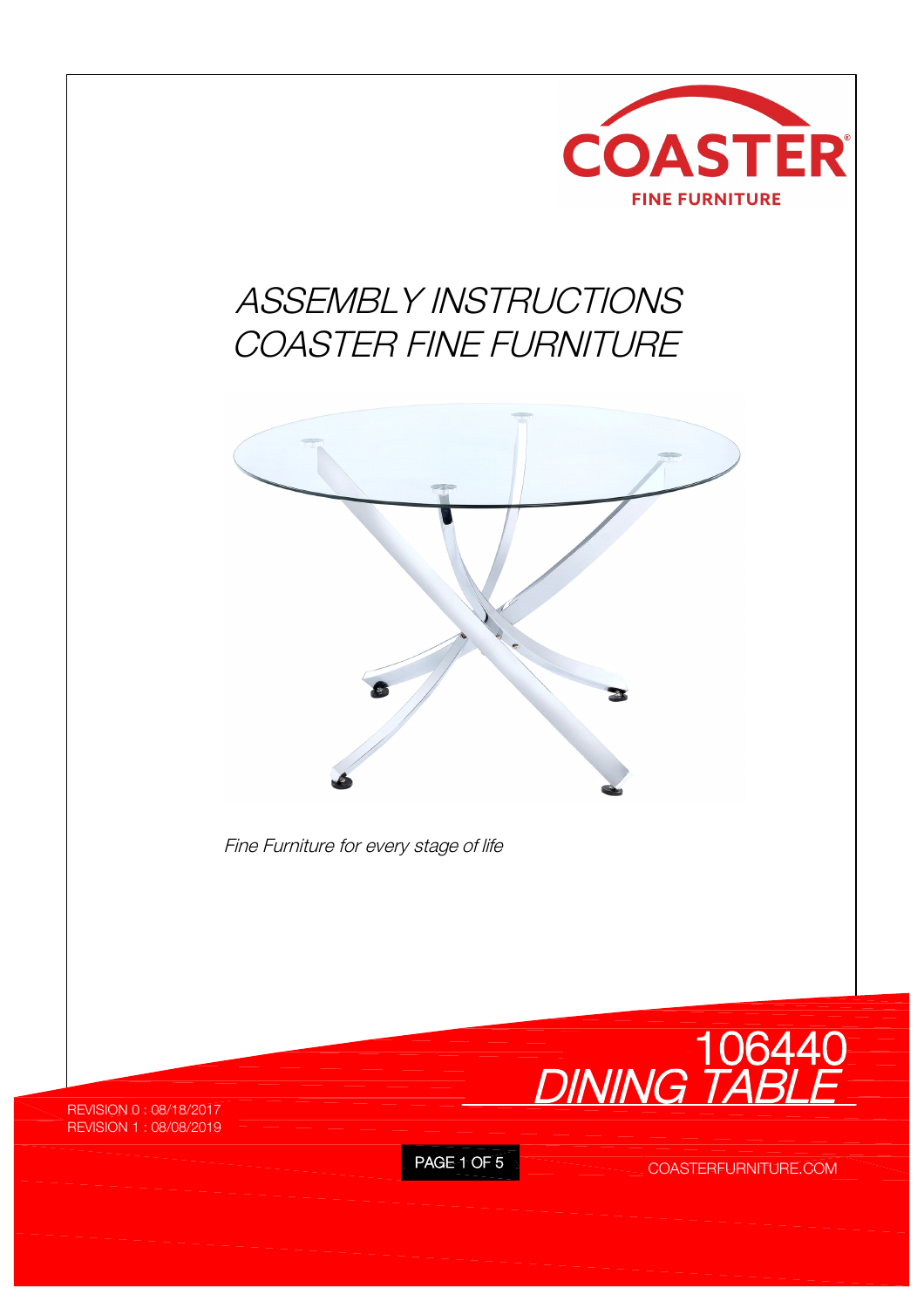COASTER

FINE FURNITURE

# *ASSEMBLY INSTRUCTIONS*
# *COASTER FINE FURNITURE*

*Fine Furniture for every stage of life*

## 106440
## *DINING TABLE*

REVISION 0 : 08/18/2017
REVISION 1 : 08/08/2019

COASTERFURNITURE.COM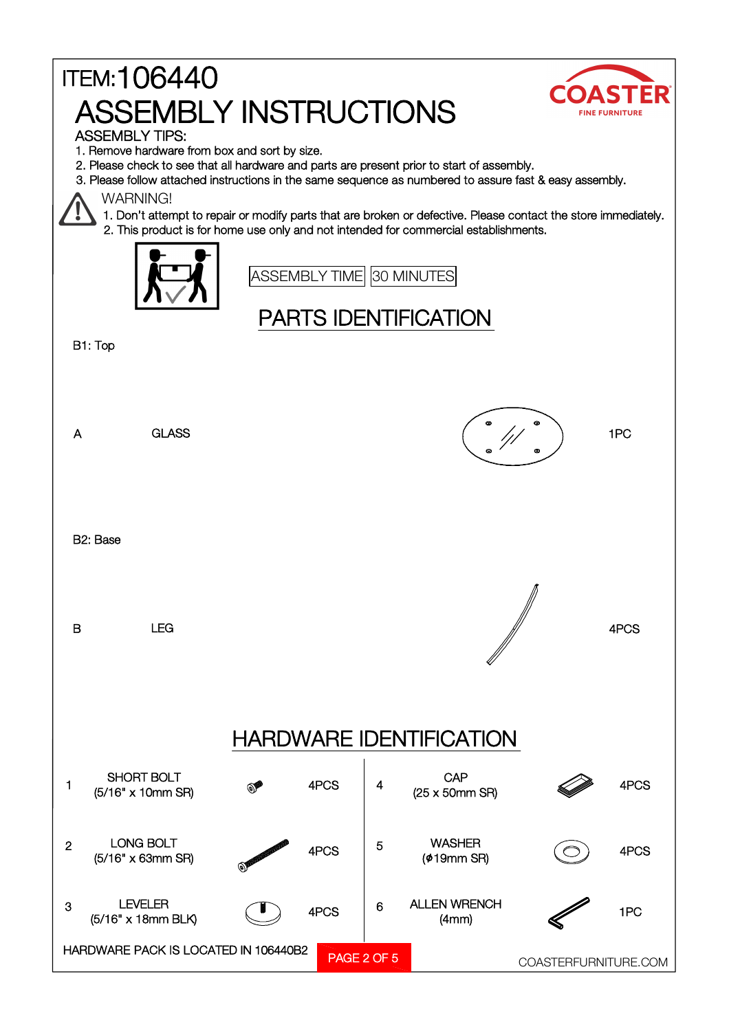ITEM:106440

# ASSEMBLY INSTRUCTIONS

ASSEMBLY TIPS:

1. Remove hardware from box and sort by size.
2. Please check to see that all hardware and parts are present prior to start of assembly.
3. Please follow attached instructions in the same sequence as numbered to assure fast & easy assembly.

WARNING!

1. Don't attempt to repair or modify parts that are broken or defective. Please contact the store immediately.
2. This product is for home use only and not intended for commercial establishments.

ASSEMBLY TIME 30 MINUTES

## PARTS IDENTIFICATION

B1: Top

| | | |
|---|---|---|
| A | GLASS | 1PC |

B2: Base

| | | |
|---|---|---|
| B | LEG | 4PCS |

## HARDWARE IDENTIFICATION

| | | | | | |
|---|---|---|---|---|---|
| 1 | SHORT BOLT (5/16" x 10mm SR) | 4PCS | 4 | CAP (25 x 50mm SR) | 4PCS |
| 2 | LONG BOLT (5/16" x 63mm SR) | 4PCS | 5 | WASHER (ϕ19mm SR) | 4PCS |
| 3 | LEVELER (5/16" x 18mm BLK) | 4PCS | 6 | ALLEN WRENCH (4mm) | 1PC |

HARDWARE PACK IS LOCATED IN 106440B2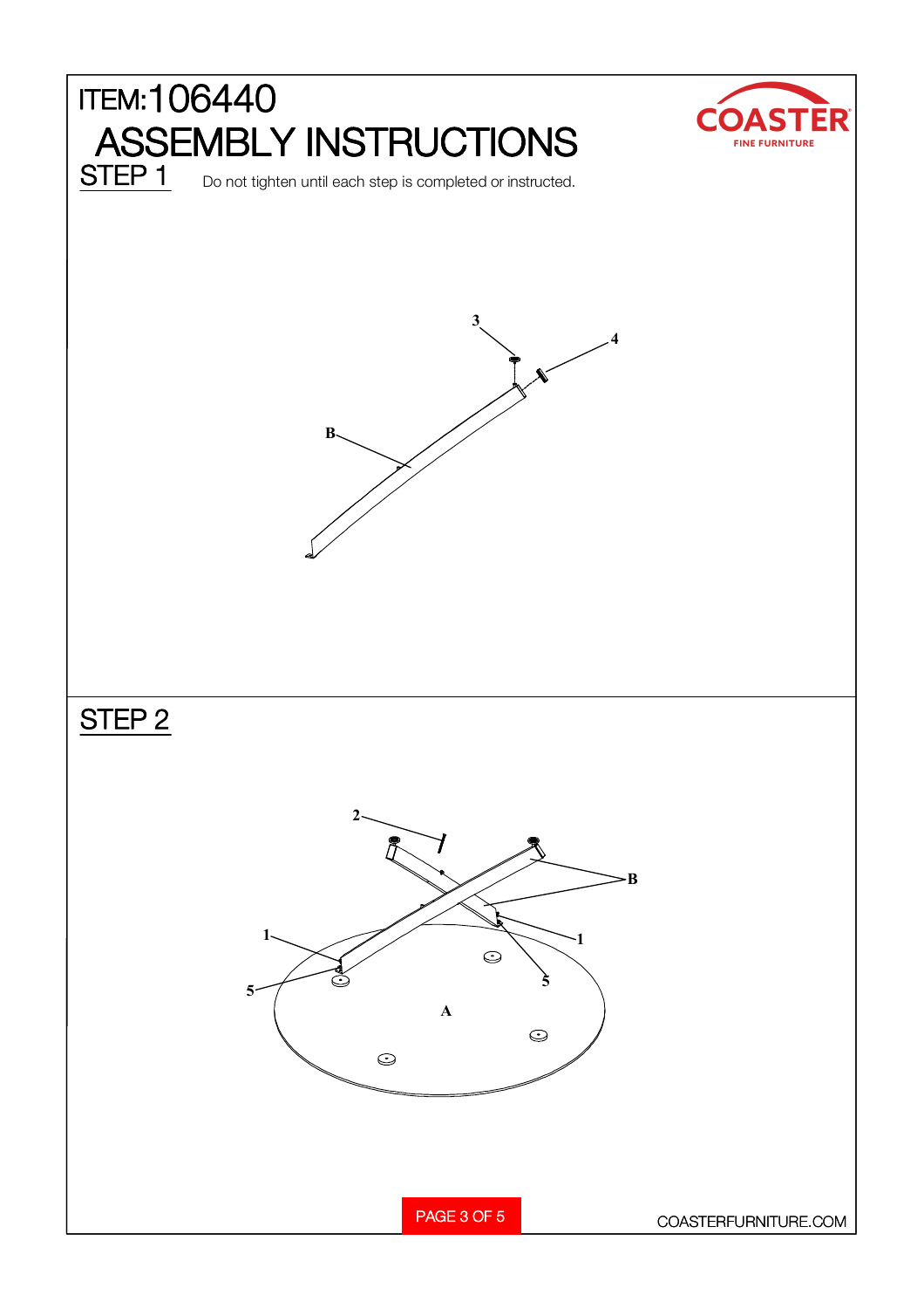# ITEM:106440

# ASSEMBLY INSTRUCTIONS

## STEP 1

Do not tighten until each step is completed or instructed.

3

4

B

## STEP 2

2

B

1

1

5

5

A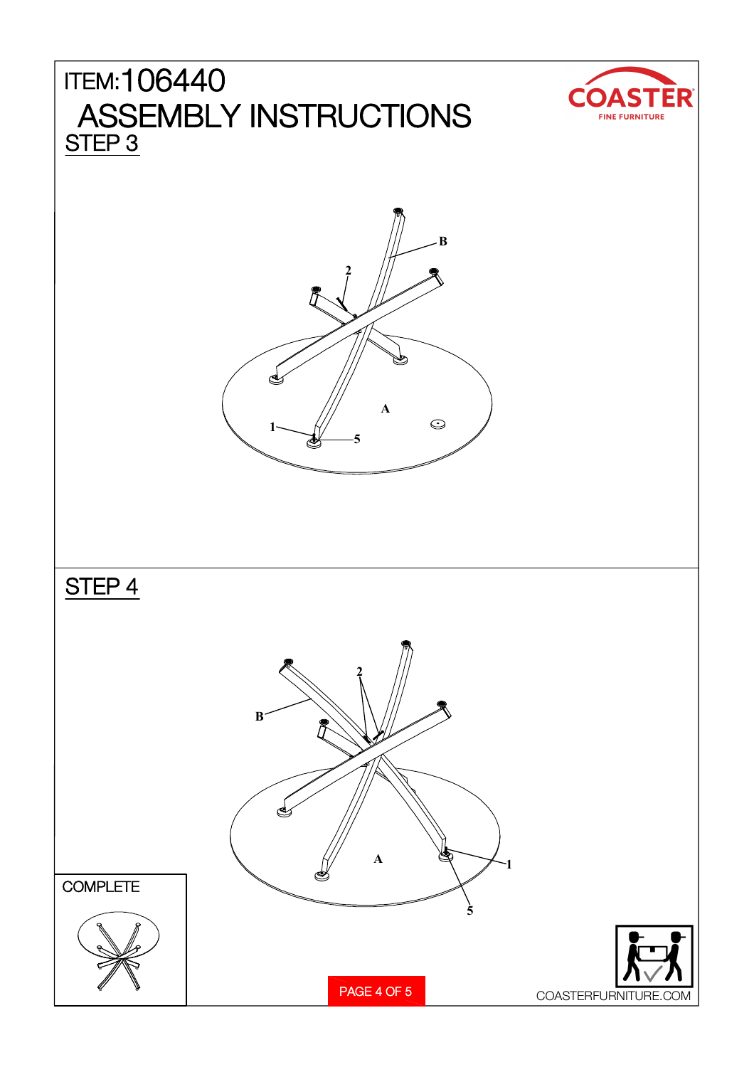# ITEM:106440

# ASSEMBLY INSTRUCTIONS

## STEP 3

B

2

A

1

5

## STEP 4

2

B

A

1

5

COMPLETE

COASTERFURNITURE.COM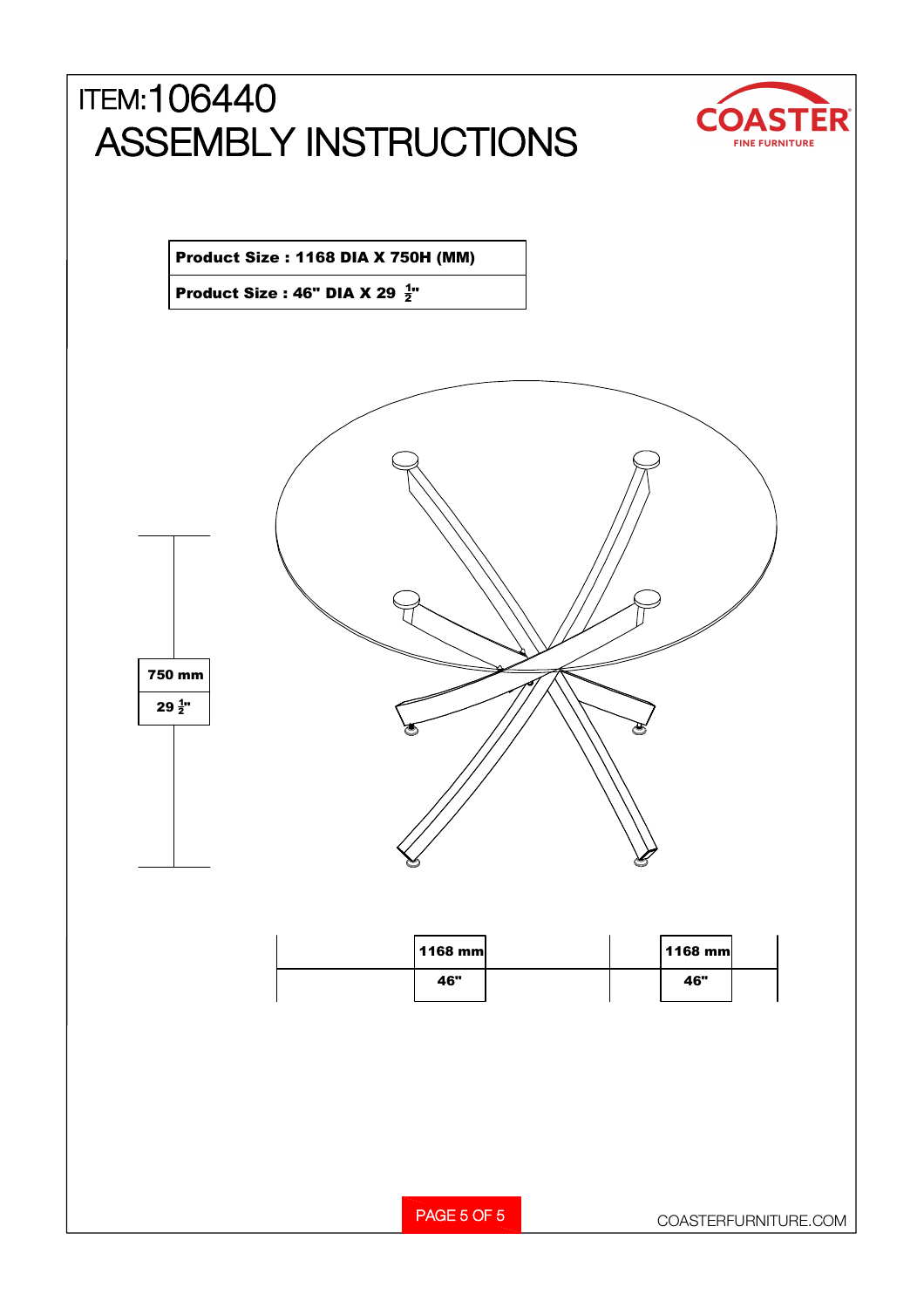ITEM:106440

# ASSEMBLY INSTRUCTIONS

COASTER FINE FURNITURE

| Product Size : 1168 DIA X 750H (MM) |
| --- |
| Product Size : 46" DIA X 29 ½" |

750 mm

29 ½"

1168 mm

46"

1168 mm

46"

COASTERFURNITURE.COM